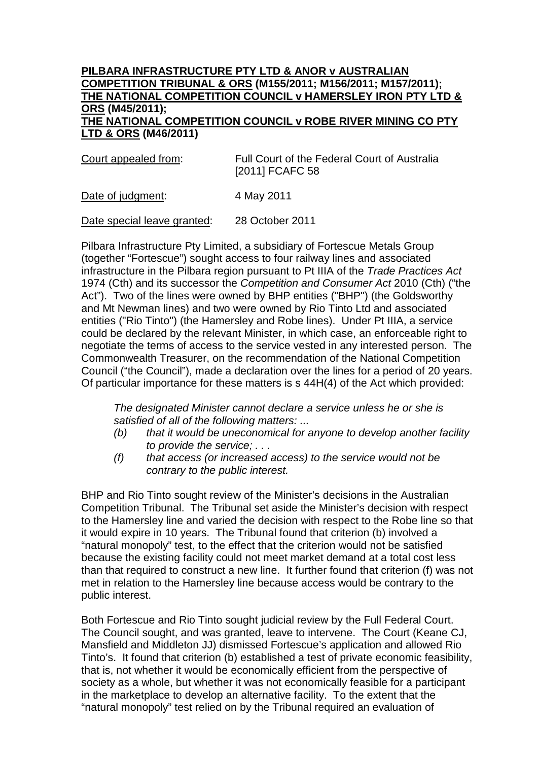**PILBARA INFRASTRUCTURE PTY LTD & ANOR v AUSTRALIAN COMPETITION TRIBUNAL & ORS (M155/2011; M156/2011; M157/2011); THE NATIONAL COMPETITION COUNCIL v HAMERSLEY IRON PTY LTD & ORS (M45/2011); THE NATIONAL COMPETITION COUNCIL v ROBE RIVER MINING CO PTY LTD & ORS (M46/2011)**

| | |
|---|---|
| Court appealed from: | Full Court of the Federal Court of Australia [2011] FCAFC 58 |
| Date of judgment: | 4 May 2011 |
| Date special leave granted: | 28 October 2011 |

Pilbara Infrastructure Pty Limited, a subsidiary of Fortescue Metals Group (together "Fortescue") sought access to four railway lines and associated infrastructure in the Pilbara region pursuant to Pt IIIA of the *Trade Practices Act* 1974 (Cth) and its successor the *Competition and Consumer Act* 2010 (Cth) ("the Act"). Two of the lines were owned by BHP entities ("BHP") (the Goldsworthy and Mt Newman lines) and two were owned by Rio Tinto Ltd and associated entities ("Rio Tinto") (the Hamersley and Robe lines). Under Pt IIIA, a service could be declared by the relevant Minister, in which case, an enforceable right to negotiate the terms of access to the service vested in any interested person. The Commonwealth Treasurer, on the recommendation of the National Competition Council ("the Council"), made a declaration over the lines for a period of 20 years. Of particular importance for these matters is s 44H(4) of the Act which provided:

> *The designated Minister cannot declare a service unless he or she is satisfied of all of the following matters: ...*
>
> *(b) that it would be uneconomical for anyone to develop another facility to provide the service; . . .*
>
> *(f) that access (or increased access) to the service would not be contrary to the public interest.*

BHP and Rio Tinto sought review of the Minister's decisions in the Australian Competition Tribunal. The Tribunal set aside the Minister's decision with respect to the Hamersley line and varied the decision with respect to the Robe line so that it would expire in 10 years. The Tribunal found that criterion (b) involved a "natural monopoly" test, to the effect that the criterion would not be satisfied because the existing facility could not meet market demand at a total cost less than that required to construct a new line. It further found that criterion (f) was not met in relation to the Hamersley line because access would be contrary to the public interest.

Both Fortescue and Rio Tinto sought judicial review by the Full Federal Court. The Council sought, and was granted, leave to intervene. The Court (Keane CJ, Mansfield and Middleton JJ) dismissed Fortescue's application and allowed Rio Tinto's. It found that criterion (b) established a test of private economic feasibility, that is, not whether it would be economically efficient from the perspective of society as a whole, but whether it was not economically feasible for a participant in the marketplace to develop an alternative facility. To the extent that the "natural monopoly" test relied on by the Tribunal required an evaluation of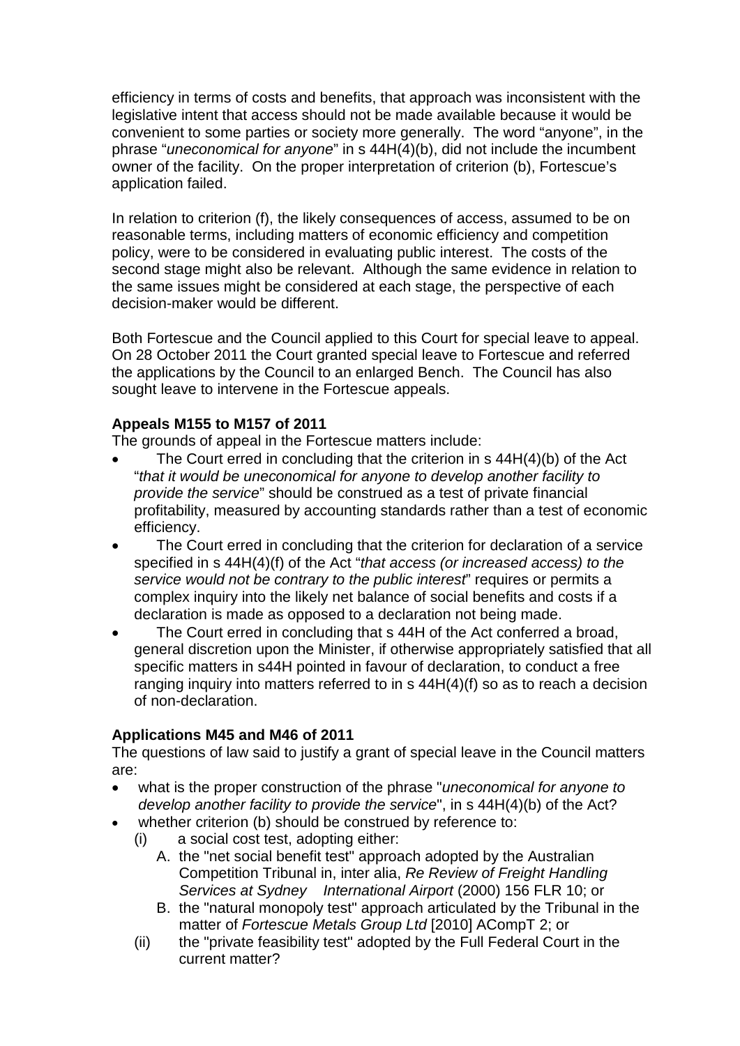efficiency in terms of costs and benefits, that approach was inconsistent with the legislative intent that access should not be made available because it would be convenient to some parties or society more generally. The word "anyone", in the phrase "*uneconomical for anyone*" in s 44H(4)(b), did not include the incumbent owner of the facility. On the proper interpretation of criterion (b), Fortescue's application failed.

In relation to criterion (f), the likely consequences of access, assumed to be on reasonable terms, including matters of economic efficiency and competition policy, were to be considered in evaluating public interest. The costs of the second stage might also be relevant. Although the same evidence in relation to the same issues might be considered at each stage, the perspective of each decision-maker would be different.

Both Fortescue and the Council applied to this Court for special leave to appeal. On 28 October 2011 the Court granted special leave to Fortescue and referred the applications by the Council to an enlarged Bench. The Council has also sought leave to intervene in the Fortescue appeals.

**Appeals M155 to M157 of 2011**

The grounds of appeal in the Fortescue matters include:

- The Court erred in concluding that the criterion in s 44H(4)(b) of the Act "*that it would be uneconomical for anyone to develop another facility to provide the service*" should be construed as a test of private financial profitability, measured by accounting standards rather than a test of economic efficiency.
- The Court erred in concluding that the criterion for declaration of a service specified in s 44H(4)(f) of the Act "*that access (or increased access) to the service would not be contrary to the public interest*" requires or permits a complex inquiry into the likely net balance of social benefits and costs if a declaration is made as opposed to a declaration not being made.
- The Court erred in concluding that s 44H of the Act conferred a broad, general discretion upon the Minister, if otherwise appropriately satisfied that all specific matters in s44H pointed in favour of declaration, to conduct a free ranging inquiry into matters referred to in s 44H(4)(f) so as to reach a decision of non-declaration.

**Applications M45 and M46 of 2011**

The questions of law said to justify a grant of special leave in the Council matters are:

- what is the proper construction of the phrase "*uneconomical for anyone to develop another facility to provide the service*", in s 44H(4)(b) of the Act?
- whether criterion (b) should be construed by reference to:
  - (i) a social cost test, adopting either:
    - A. the "net social benefit test" approach adopted by the Australian Competition Tribunal in, inter alia, *Re Review of Freight Handling Services at Sydney International Airport* (2000) 156 FLR 10; or
    - B. the "natural monopoly test" approach articulated by the Tribunal in the matter of *Fortescue Metals Group Ltd* [2010] ACompT 2; or
  - (ii) the "private feasibility test" adopted by the Full Federal Court in the current matter?